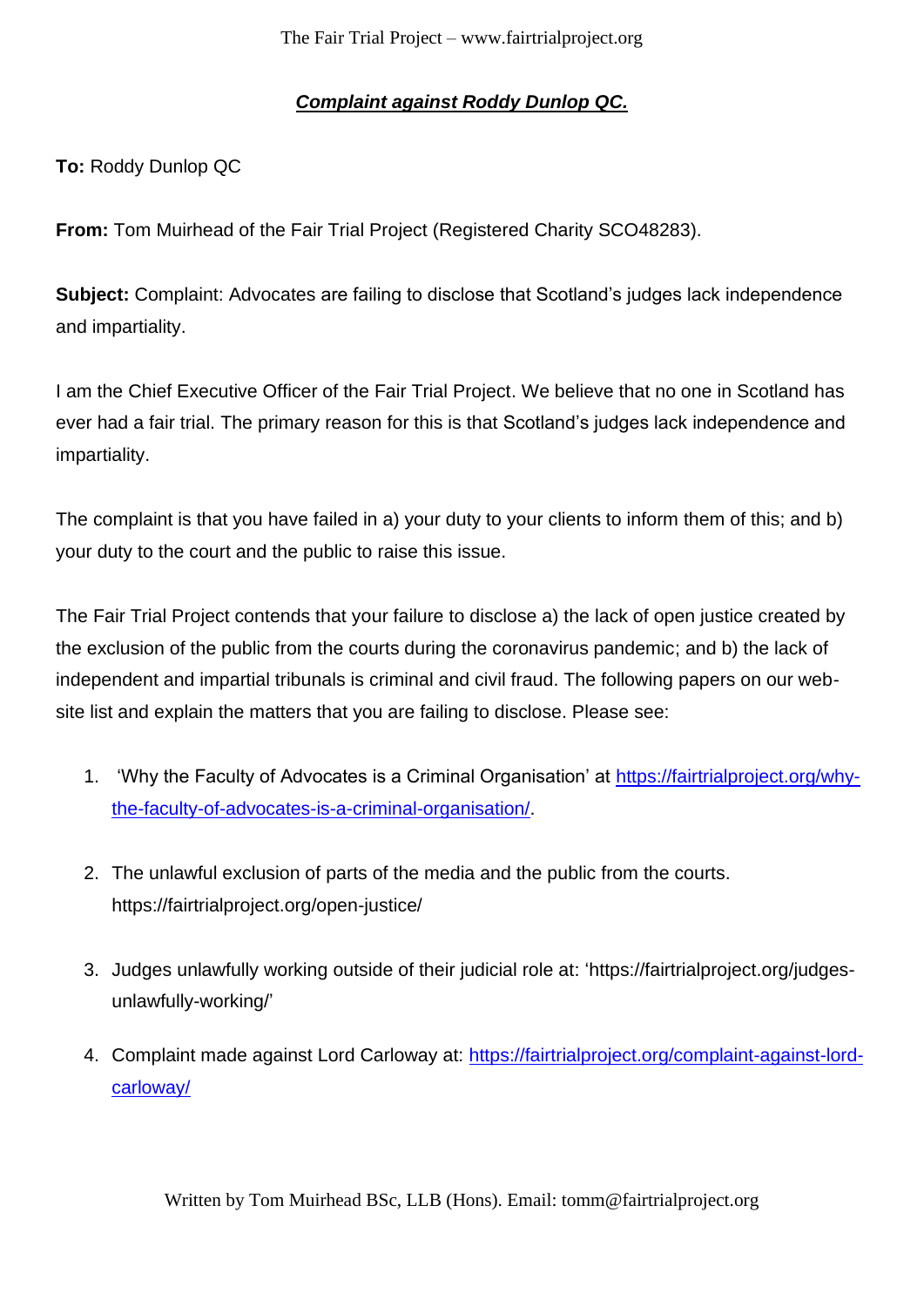***Complaint against Roddy Dunlop QC.***

**To:** Roddy Dunlop QC

**From:** Tom Muirhead of the Fair Trial Project (Registered Charity SCO48283).

**Subject:** Complaint: Advocates are failing to disclose that Scotland's judges lack independence and impartiality.

I am the Chief Executive Officer of the Fair Trial Project. We believe that no one in Scotland has ever had a fair trial. The primary reason for this is that Scotland's judges lack independence and impartiality.

The complaint is that you have failed in a) your duty to your clients to inform them of this; and b) your duty to the court and the public to raise this issue.

The Fair Trial Project contends that your failure to disclose a) the lack of open justice created by the exclusion of the public from the courts during the coronavirus pandemic; and b) the lack of independent and impartial tribunals is criminal and civil fraud. The following papers on our web-site list and explain the matters that you are failing to disclose. Please see:

1. 'Why the Faculty of Advocates is a Criminal Organisation' at https://fairtrialproject.org/why-the-faculty-of-advocates-is-a-criminal-organisation/.
2. The unlawful exclusion of parts of the media and the public from the courts. https://fairtrialproject.org/open-justice/
3. Judges unlawfully working outside of their judicial role at: 'https://fairtrialproject.org/judges-unlawfully-working/'
4. Complaint made against Lord Carloway at: https://fairtrialproject.org/complaint-against-lord-carloway/

Written by Tom Muirhead BSc, LLB (Hons). Email: tomm@fairtrialproject.org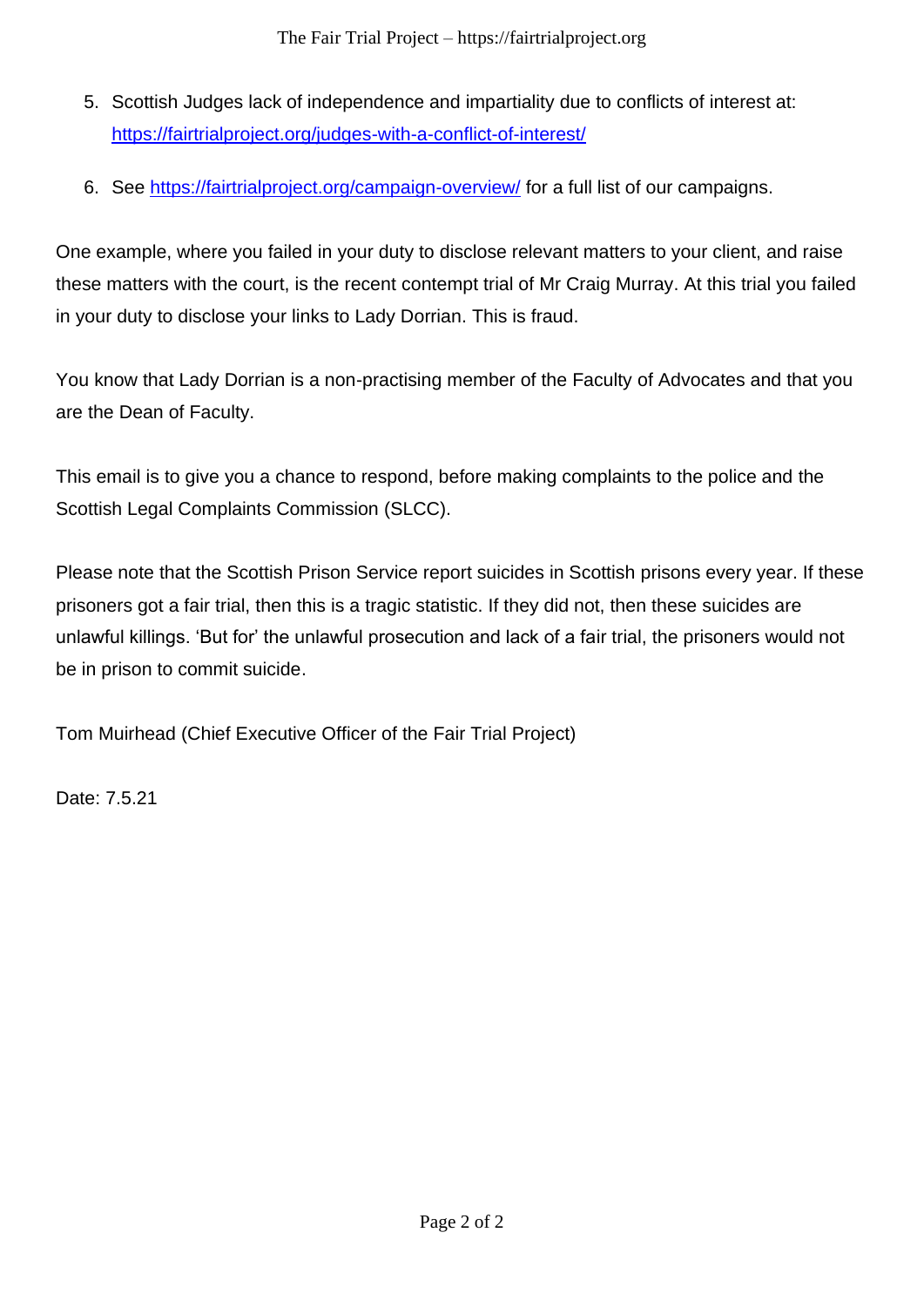5. Scottish Judges lack of independence and impartiality due to conflicts of interest at: [https://fairtrialproject.org/judges-with-a-conflict-of-interest/](https://fairtrialproject.org/judges-with-a-conflict-of-interest/)

6. See [https://fairtrialproject.org/campaign-overview/](https://fairtrialproject.org/campaign-overview/) for a full list of our campaigns.

One example, where you failed in your duty to disclose relevant matters to your client, and raise these matters with the court, is the recent contempt trial of Mr Craig Murray. At this trial you failed in your duty to disclose your links to Lady Dorrian. This is fraud.

You know that Lady Dorrian is a non-practising member of the Faculty of Advocates and that you are the Dean of Faculty.

This email is to give you a chance to respond, before making complaints to the police and the Scottish Legal Complaints Commission (SLCC).

Please note that the Scottish Prison Service report suicides in Scottish prisons every year. If these prisoners got a fair trial, then this is a tragic statistic. If they did not, then these suicides are unlawful killings. 'But for' the unlawful prosecution and lack of a fair trial, the prisoners would not be in prison to commit suicide.

Tom Muirhead (Chief Executive Officer of the Fair Trial Project)

Date: 7.5.21